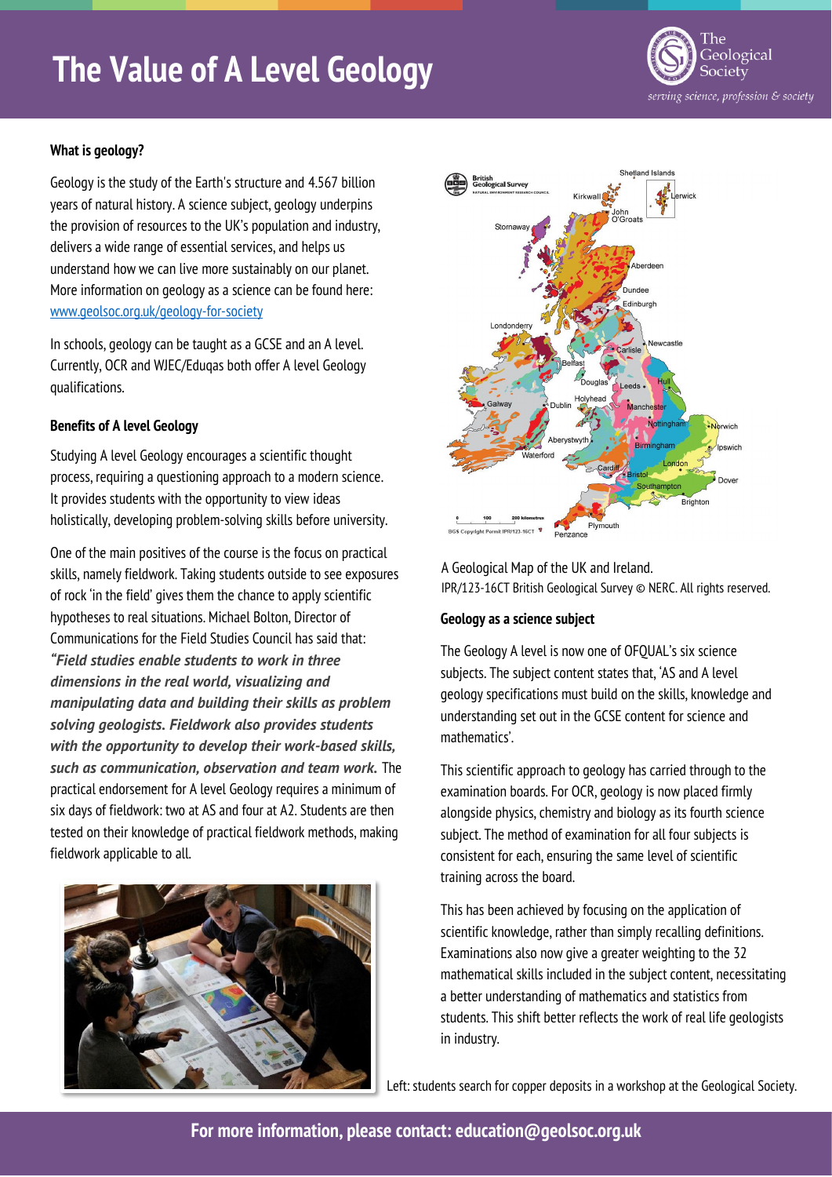# The Value of A Level Geology

### What is geology?

Geology is the study of the Earth's structure and 4.567 billion years of natural history. A science subject, geology underpins the provision of resources to the UK's population and industry, delivers a wide range of essential services, and helps us understand how we can live more sustainably on our planet. More information on geology as a science can be found here: www.geolsoc.org.uk/geology-for-society

In schools, geology can be taught as a GCSE and an A level. Currently, OCR and WJEC/Eduqas both offer A level Geology qualifications.

### Benefits of A level Geology

Studying A level Geology encourages a scientific thought process, requiring a questioning approach to a modern science. It provides students with the opportunity to view ideas holistically, developing problem-solving skills before university.

One of the main positives of the course is the focus on practical skills, namely fieldwork. Taking students outside to see exposures of rock 'in the field' gives them the chance to apply scientific hypotheses to real situations. Michael Bolton, Director of Communications for the Field Studies Council has said that: ***"Field studies enable students to work in three dimensions in the real world, visualizing and manipulating data and building their skills as problem solving geologists. Fieldwork also provides students with the opportunity to develop their work-based skills, such as communication, observation and team work.*** The practical endorsement for A level Geology requires a minimum of six days of fieldwork: two at AS and four at A2. Students are then tested on their knowledge of practical fieldwork methods, making fieldwork applicable to all.

A Geological Map of the UK and Ireland.
IPR/123-16CT British Geological Survey © NERC. All rights reserved.

### Geology as a science subject

The Geology A level is now one of OFQUAL's six science subjects. The subject content states that, 'AS and A level geology specifications must build on the skills, knowledge and understanding set out in the GCSE content for science and mathematics'.

This scientific approach to geology has carried through to the examination boards. For OCR, geology is now placed firmly alongside physics, chemistry and biology as its fourth science subject. The method of examination for all four subjects is consistent for each, ensuring the same level of scientific training across the board.

This has been achieved by focusing on the application of scientific knowledge, rather than simply recalling definitions. Examinations also now give a greater weighting to the 32 mathematical skills included in the subject content, necessitating a better understanding of mathematics and statistics from students. This shift better reflects the work of real life geologists in industry.

Left: students search for copper deposits in a workshop at the Geological Society.

**For more information, please contact: education@geolsoc.org.uk**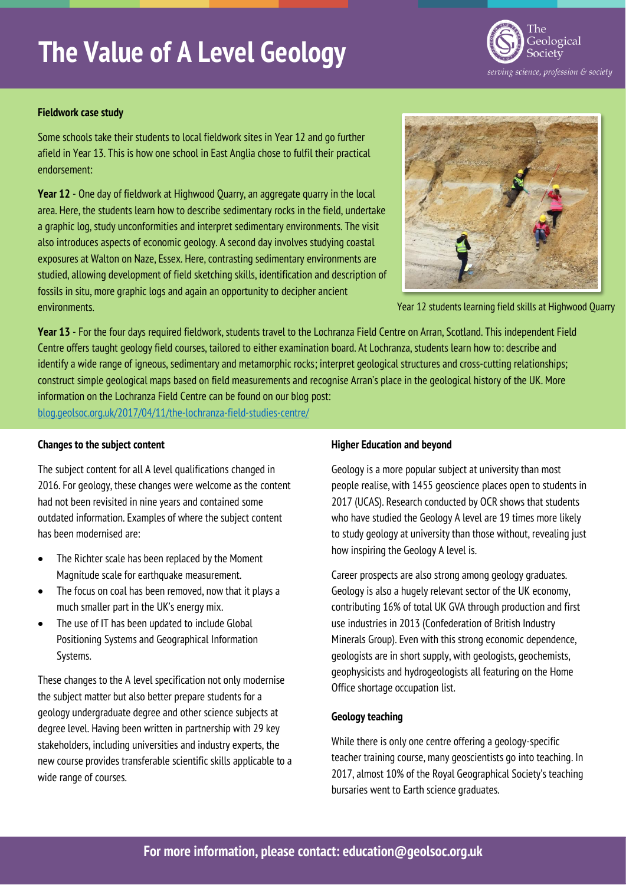# The Value of A Level Geology

### Fieldwork case study

Some schools take their students to local fieldwork sites in Year 12 and go further afield in Year 13. This is how one school in East Anglia chose to fulfil their practical endorsement:

**Year 12** - One day of fieldwork at Highwood Quarry, an aggregate quarry in the local area. Here, the students learn how to describe sedimentary rocks in the field, undertake a graphic log, study unconformities and interpret sedimentary environments. The visit also introduces aspects of economic geology. A second day involves studying coastal exposures at Walton on Naze, Essex. Here, contrasting sedimentary environments are studied, allowing development of field sketching skills, identification and description of fossils in situ, more graphic logs and again an opportunity to decipher ancient environments.

Year 12 students learning field skills at Highwood Quarry

**Year 13** - For the four days required fieldwork, students travel to the Lochranza Field Centre on Arran, Scotland. This independent Field Centre offers taught geology field courses, tailored to either examination board. At Lochranza, students learn how to: describe and identify a wide range of igneous, sedimentary and metamorphic rocks; interpret geological structures and cross-cutting relationships; construct simple geological maps based on field measurements and recognise Arran's place in the geological history of the UK. More information on the Lochranza Field Centre can be found on our blog post: blog.geolsoc.org.uk/2017/04/11/the-lochranza-field-studies-centre/

### Changes to the subject content

The subject content for all A level qualifications changed in 2016. For geology, these changes were welcome as the content had not been revisited in nine years and contained some outdated information. Examples of where the subject content has been modernised are:

- The Richter scale has been replaced by the Moment Magnitude scale for earthquake measurement.
- The focus on coal has been removed, now that it plays a much smaller part in the UK's energy mix.
- The use of IT has been updated to include Global Positioning Systems and Geographical Information Systems.

These changes to the A level specification not only modernise the subject matter but also better prepare students for a geology undergraduate degree and other science subjects at degree level. Having been written in partnership with 29 key stakeholders, including universities and industry experts, the new course provides transferable scientific skills applicable to a wide range of courses.

### Higher Education and beyond

Geology is a more popular subject at university than most people realise, with 1455 geoscience places open to students in 2017 (UCAS). Research conducted by OCR shows that students who have studied the Geology A level are 19 times more likely to study geology at university than those without, revealing just how inspiring the Geology A level is.

Career prospects are also strong among geology graduates. Geology is also a hugely relevant sector of the UK economy, contributing 16% of total UK GVA through production and first use industries in 2013 (Confederation of British Industry Minerals Group). Even with this strong economic dependence, geologists are in short supply, with geologists, geochemists, geophysicists and hydrogeologists all featuring on the Home Office shortage occupation list.

### Geology teaching

While there is only one centre offering a geology-specific teacher training course, many geoscientists go into teaching. In 2017, almost 10% of the Royal Geographical Society's teaching bursaries went to Earth science graduates.

**For more information, please contact: education@geolsoc.org.uk**